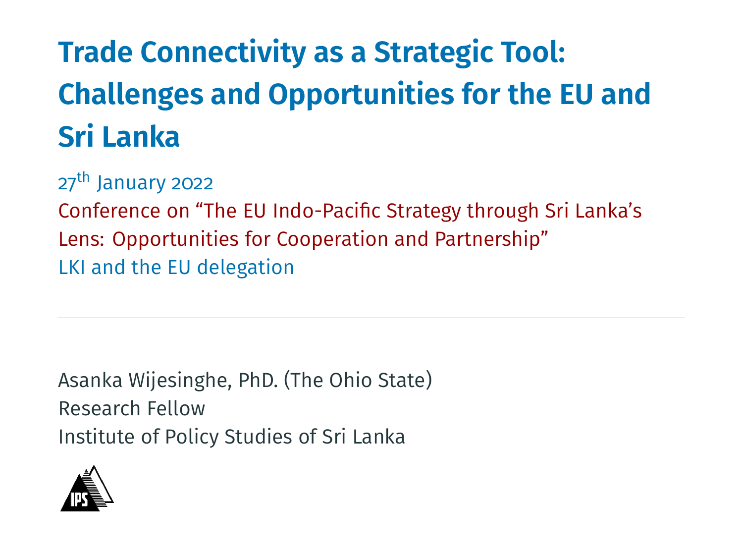# Trade Connectivity as a Strategic Tool: Challenges and Opportunities for the EU and Sri Lanka

27th January 2022

Conference on "The EU Indo-Pacific Strategy through Sri Lanka's Lens: Opportunities for Cooperation and Partnership"

LKI and the EU delegation

---

Asanka Wijesinghe, PhD. (The Ohio State)

Research Fellow

Institute of Policy Studies of Sri Lanka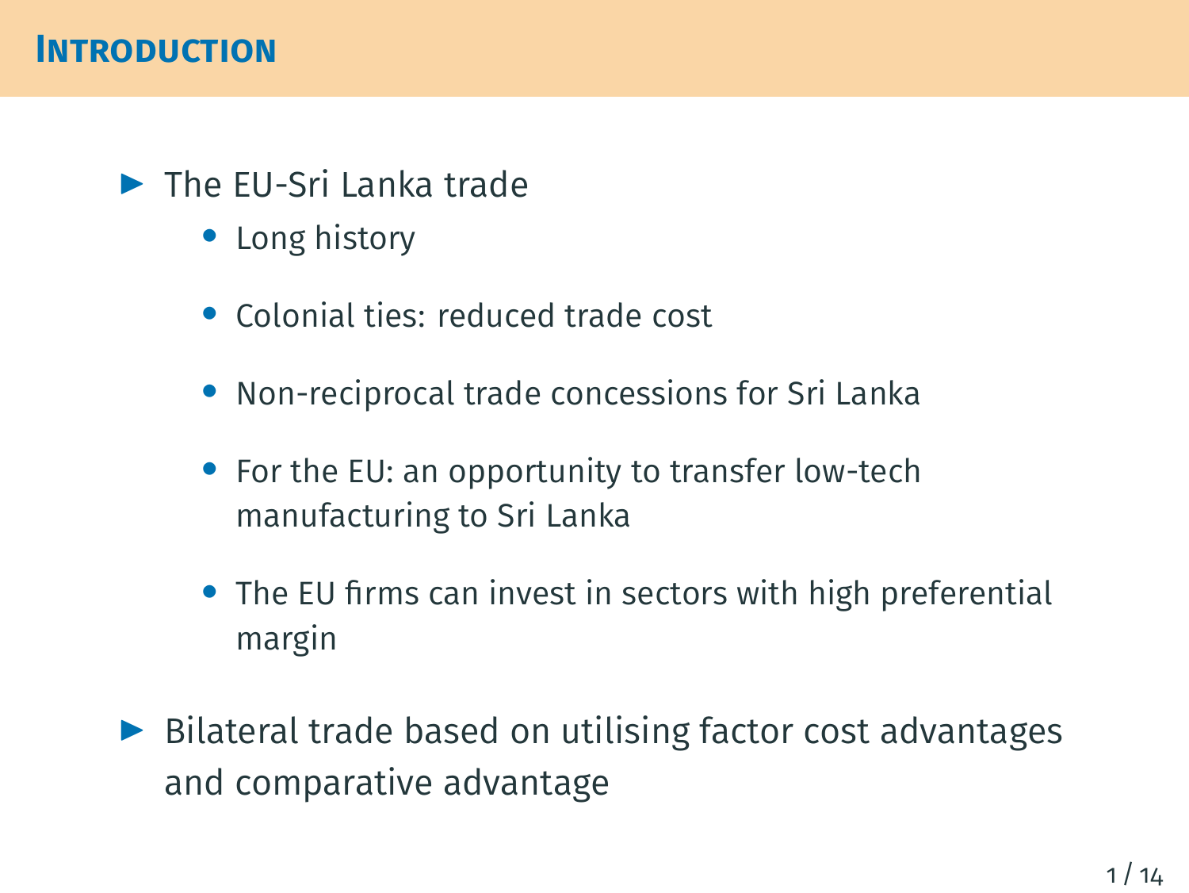## Introduction

- The EU-Sri Lanka trade
  - Long history
  - Colonial ties: reduced trade cost
  - Non-reciprocal trade concessions for Sri Lanka
  - For the EU: an opportunity to transfer low-tech manufacturing to Sri Lanka
  - The EU firms can invest in sectors with high preferential margin
- Bilateral trade based on utilising factor cost advantages and comparative advantage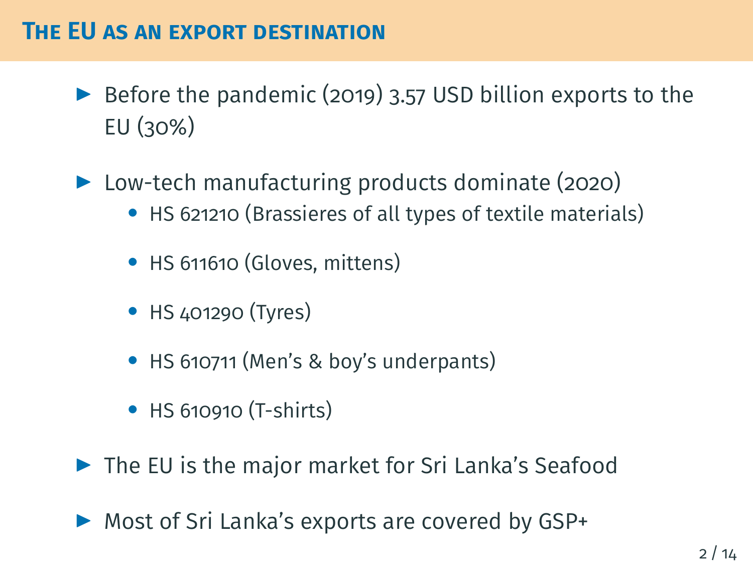## The EU as an export destination

- Before the pandemic (2019) 3.57 USD billion exports to the EU (30%)
- Low-tech manufacturing products dominate (2020)
  - HS 621210 (Brassieres of all types of textile materials)
  - HS 611610 (Gloves, mittens)
  - HS 401290 (Tyres)
  - HS 610711 (Men's & boy's underpants)
  - HS 610910 (T-shirts)
- The EU is the major market for Sri Lanka's Seafood
- Most of Sri Lanka's exports are covered by GSP+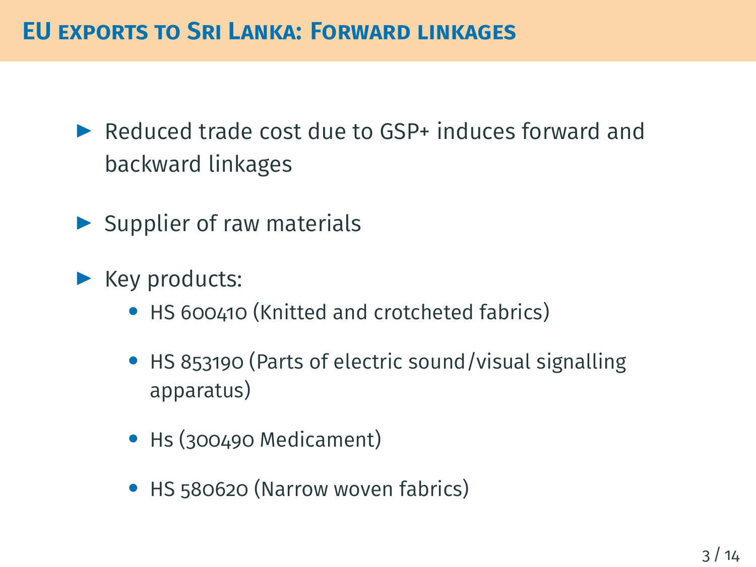## EU exports to Sri Lanka: Forward linkages

- Reduced trade cost due to GSP+ induces forward and backward linkages
- Supplier of raw materials
- Key products:
  - HS 600410 (Knitted and crotcheted fabrics)
  - HS 853190 (Parts of electric sound/visual signalling apparatus)
  - Hs (300490 Medicament)
  - HS 580620 (Narrow woven fabrics)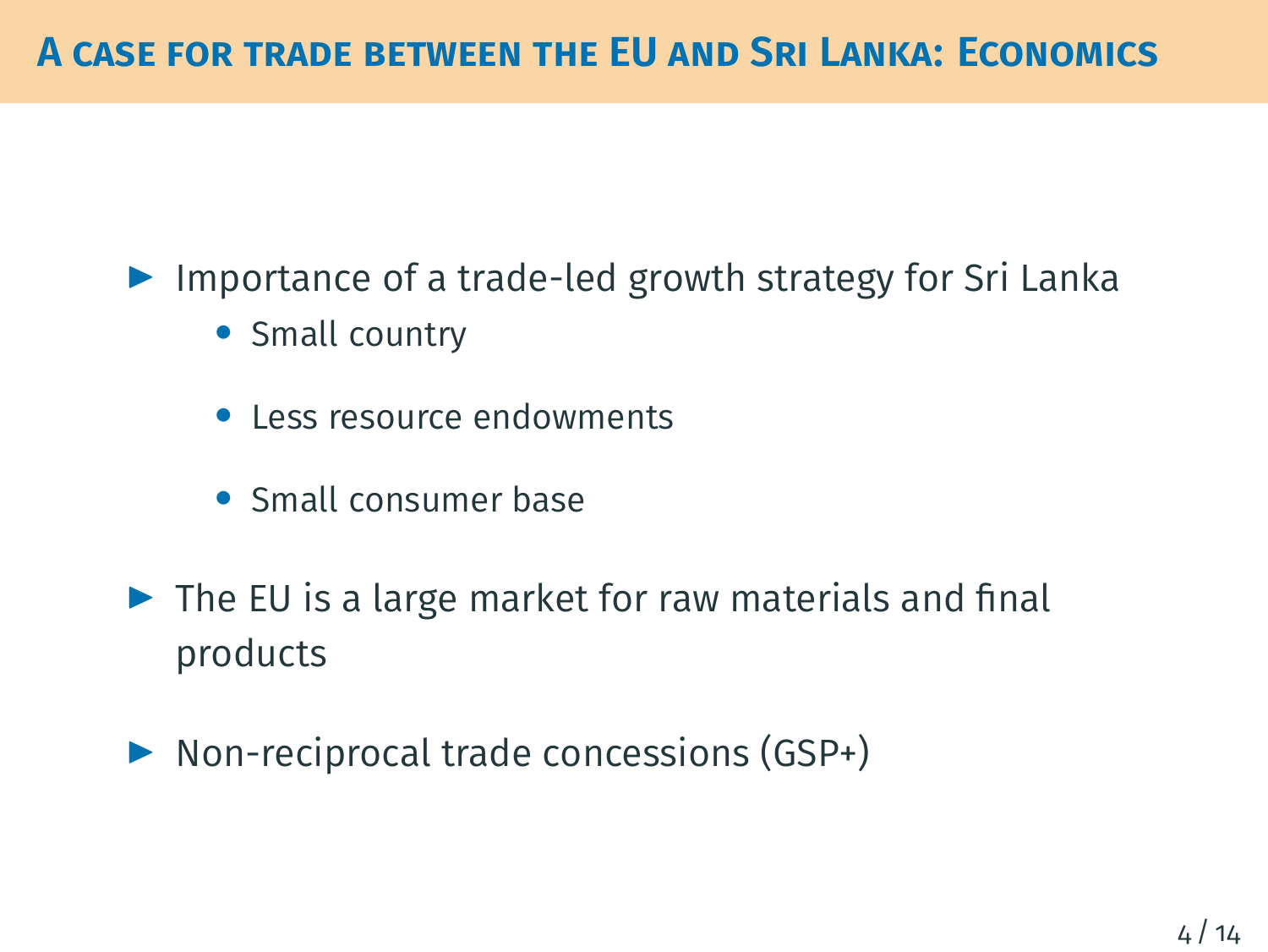# A case for trade between the EU and Sri Lanka: Economics

- Importance of a trade-led growth strategy for Sri Lanka
  - Small country
  - Less resource endowments
  - Small consumer base
- The EU is a large market for raw materials and final products
- Non-reciprocal trade concessions (GSP+)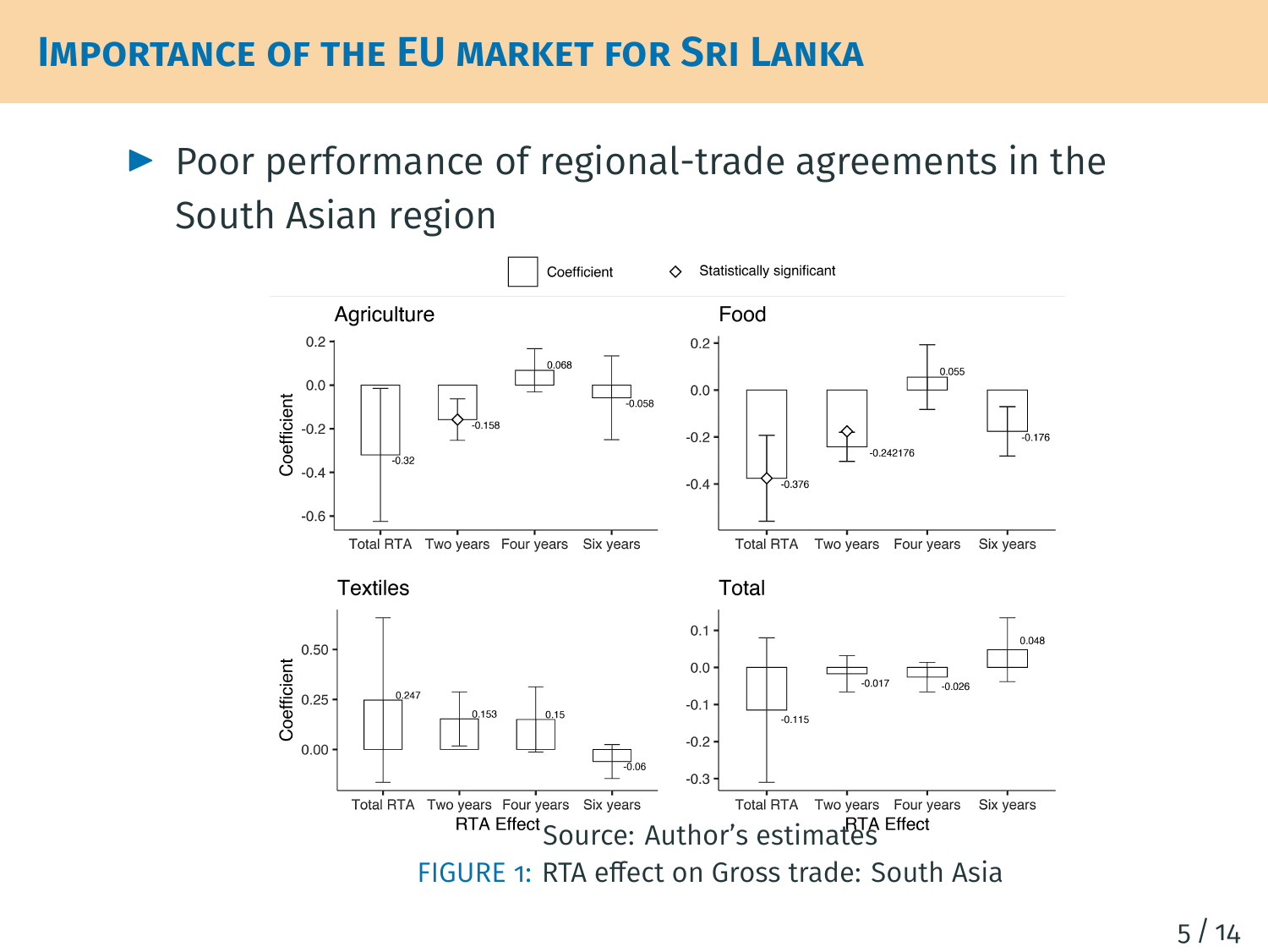# Importance of the EU market for Sri Lanka

- Poor performance of regional-trade agreements in the South Asian region

Source: Author's estimates

FIGURE 1: RTA effect on Gross trade: South Asia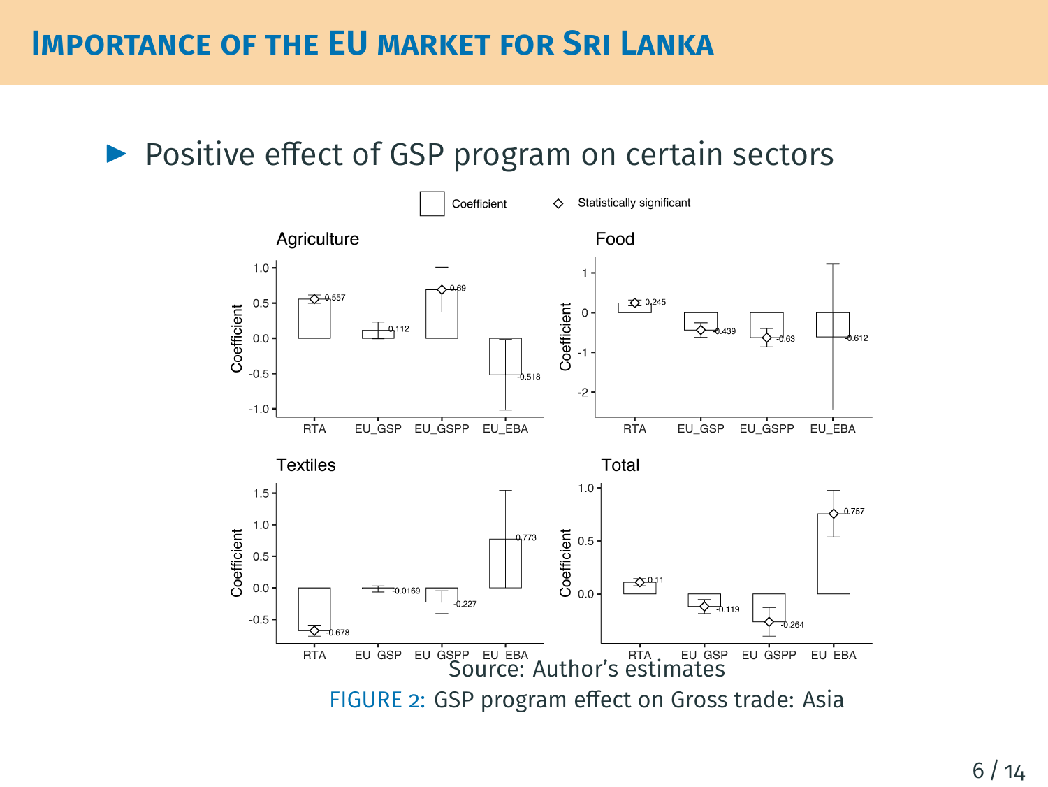# Importance of the EU market for Sri Lanka

- Positive effect of GSP program on certain sectors

Source: Author's estimates

FIGURE 2: GSP program effect on Gross trade: Asia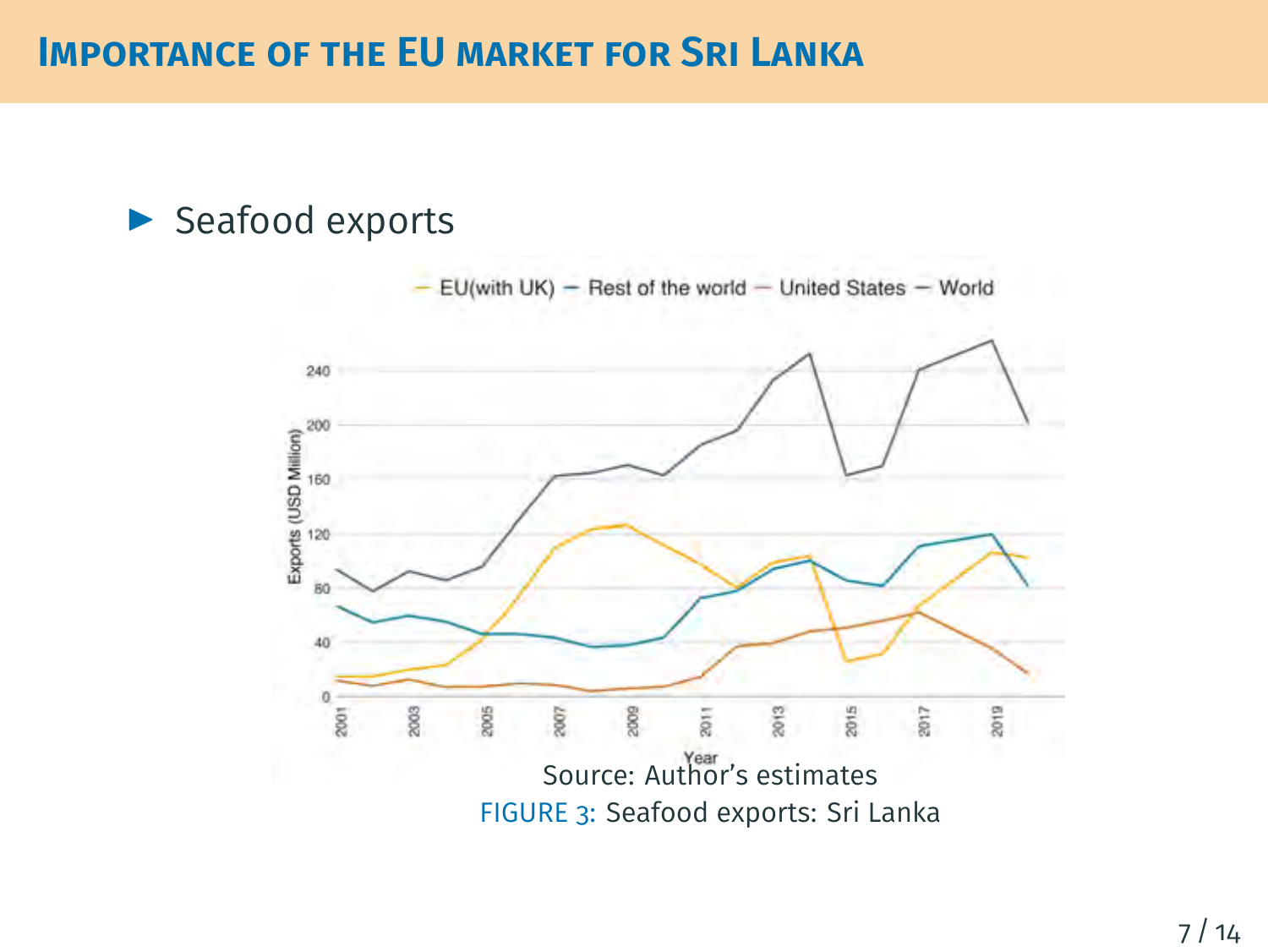## Importance of the EU market for Sri Lanka

- Seafood exports

Source: Author's estimates

FIGURE 3: Seafood exports: Sri Lanka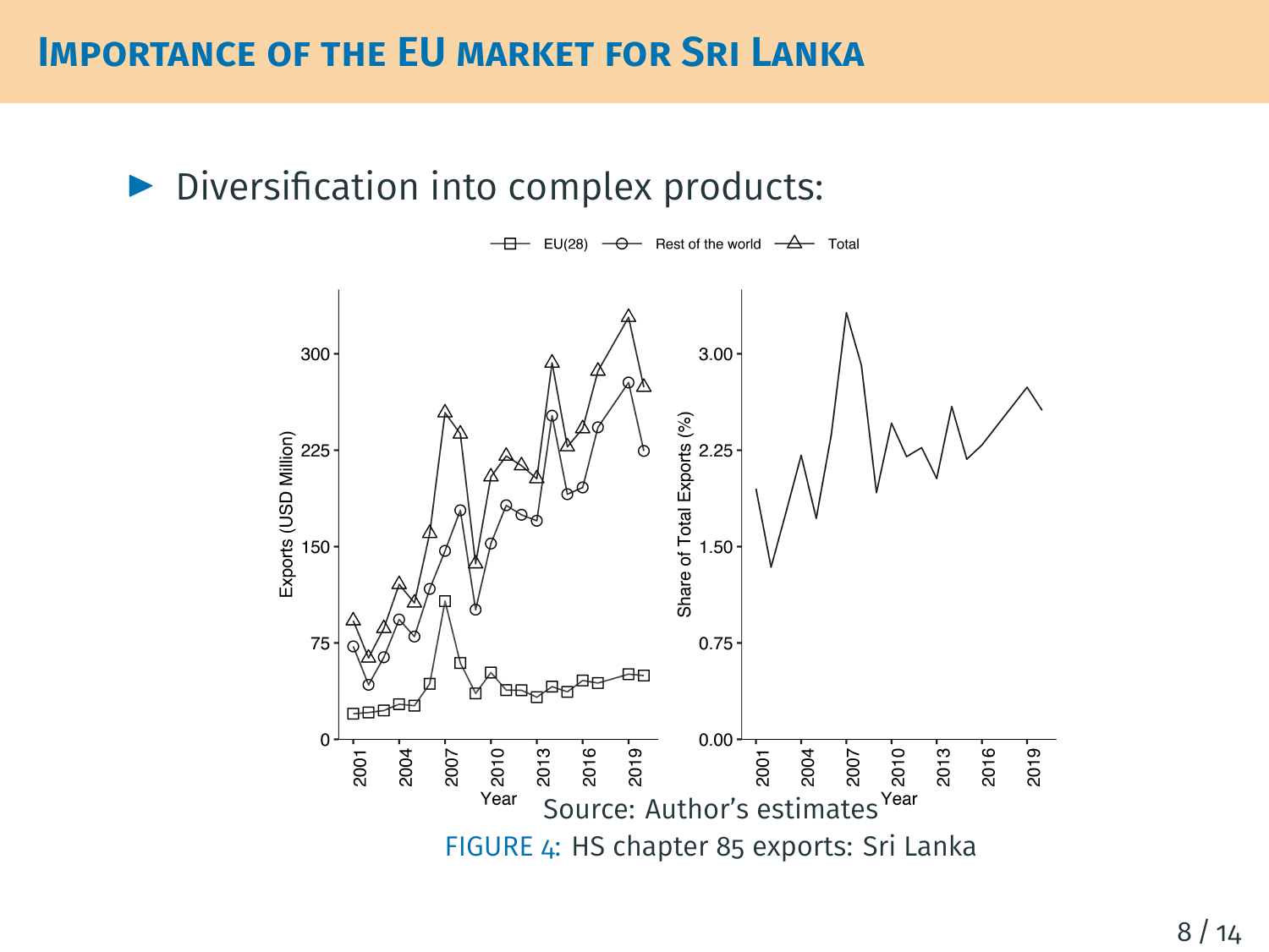# Importance of the EU market for Sri Lanka

- Diversification into complex products:

Source: Author's estimates

FIGURE 4: HS chapter 85 exports: Sri Lanka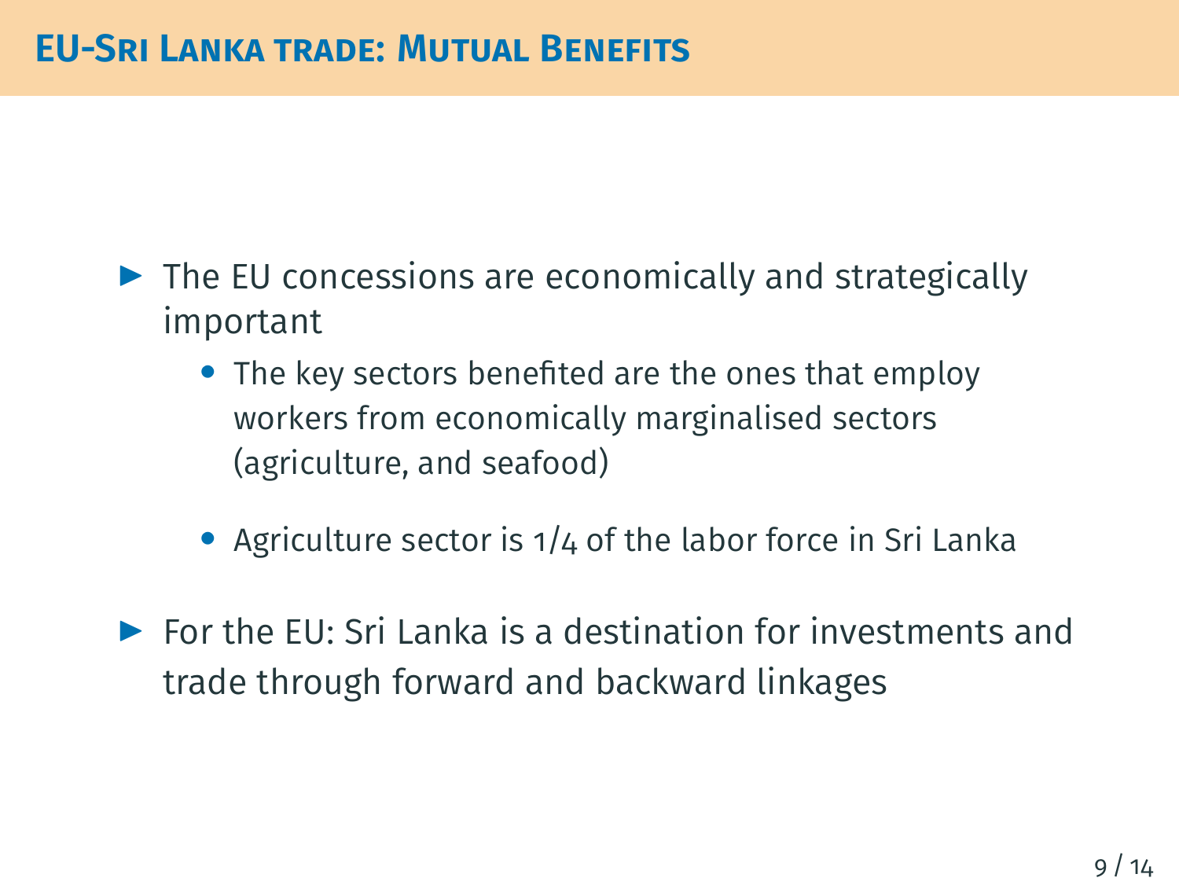## EU-Sri Lanka trade: Mutual Benefits

- The EU concessions are economically and strategically important
  - The key sectors benefited are the ones that employ workers from economically marginalised sectors (agriculture, and seafood)
  - Agriculture sector is 1/4 of the labor force in Sri Lanka
- For the EU: Sri Lanka is a destination for investments and trade through forward and backward linkages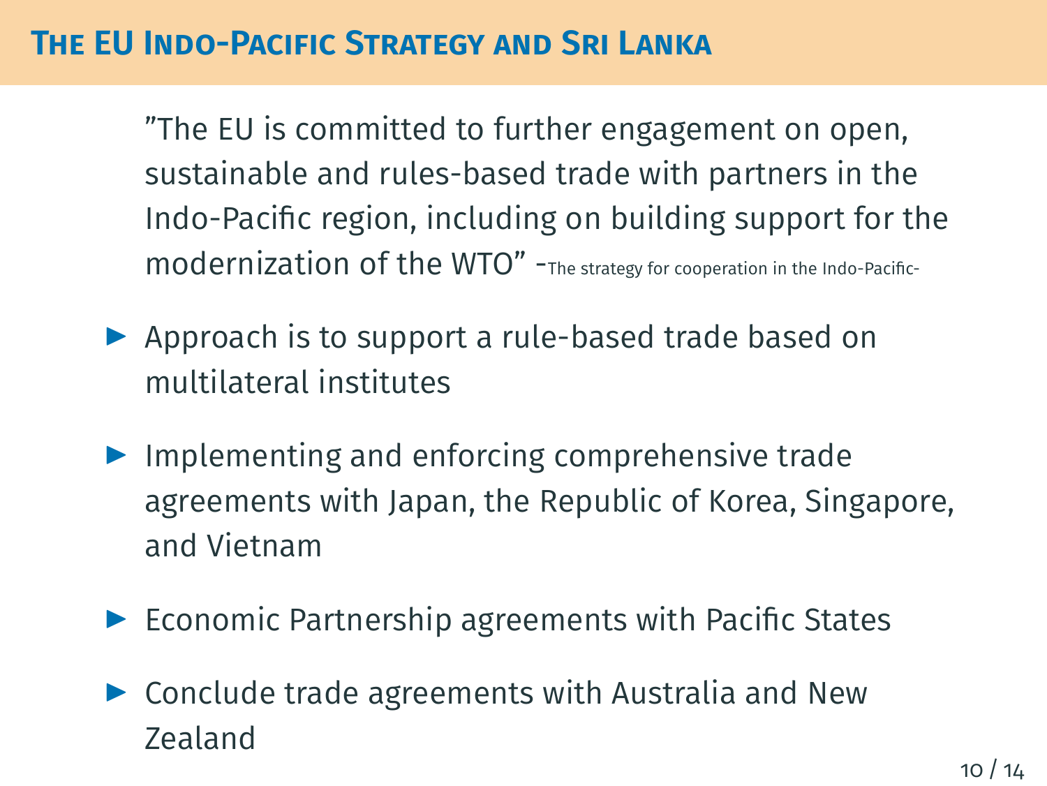## The EU Indo-Pacific Strategy and Sri Lanka

"The EU is committed to further engagement on open, sustainable and rules-based trade with partners in the Indo-Pacific region, including on building support for the modernization of the WTO" -The strategy for cooperation in the Indo-Pacific-

- Approach is to support a rule-based trade based on multilateral institutes
- Implementing and enforcing comprehensive trade agreements with Japan, the Republic of Korea, Singapore, and Vietnam
- Economic Partnership agreements with Pacific States
- Conclude trade agreements with Australia and New Zealand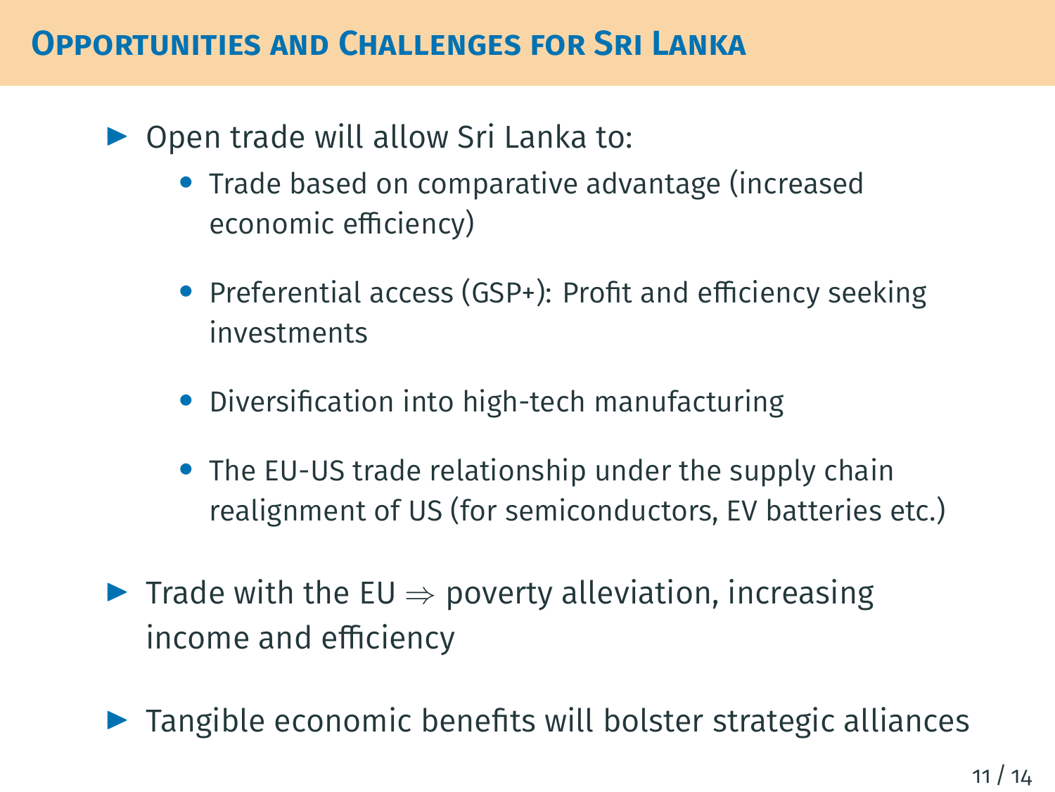## Opportunities and Challenges for Sri Lanka

- Open trade will allow Sri Lanka to:
  - Trade based on comparative advantage (increased economic efficiency)
  - Preferential access (GSP+): Profit and efficiency seeking investments
  - Diversification into high-tech manufacturing
  - The EU-US trade relationship under the supply chain realignment of US (for semiconductors, EV batteries etc.)
- Trade with the EU $\Rightarrow$ poverty alleviation, increasing income and efficiency
- Tangible economic benefits will bolster strategic alliances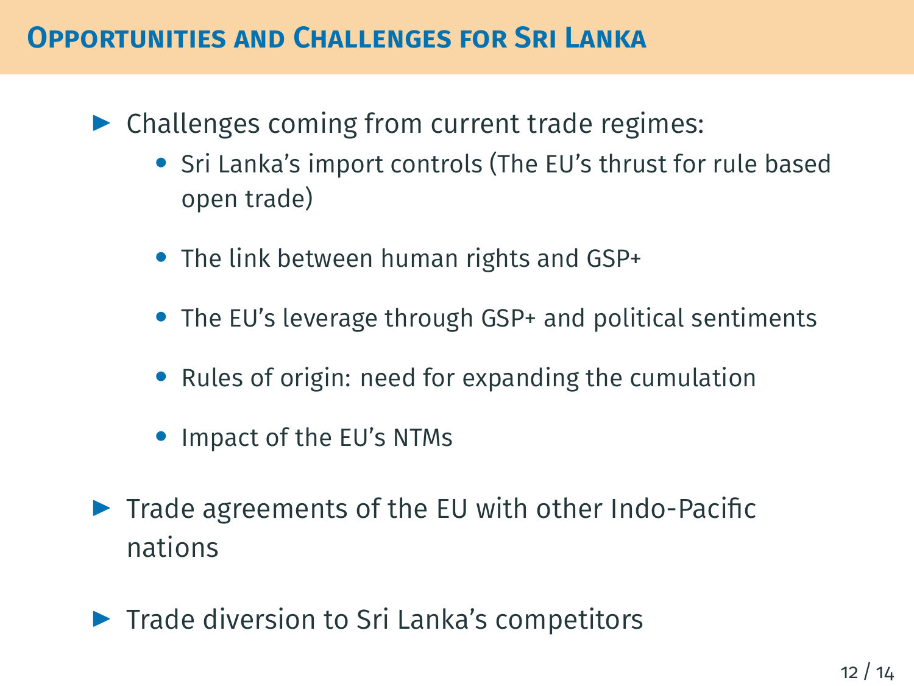## Opportunities and Challenges for Sri Lanka

- Challenges coming from current trade regimes:
  - Sri Lanka's import controls (The EU's thrust for rule based open trade)
  - The link between human rights and GSP+
  - The EU's leverage through GSP+ and political sentiments
  - Rules of origin: need for expanding the cumulation
  - Impact of the EU's NTMs
- Trade agreements of the EU with other Indo-Pacific nations
- Trade diversion to Sri Lanka's competitors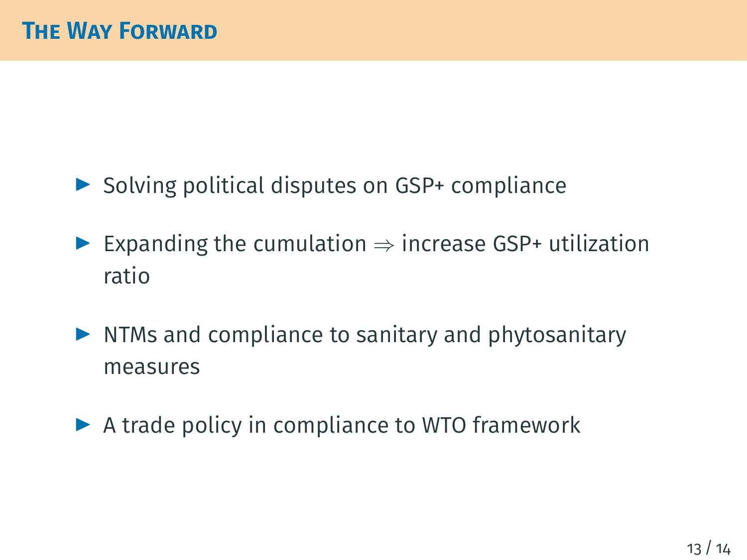## The Way Forward

- Solving political disputes on GSP+ compliance
- Expanding the cumulation $\Rightarrow$ increase GSP+ utilization ratio
- NTMs and compliance to sanitary and phytosanitary measures
- A trade policy in compliance to WTO framework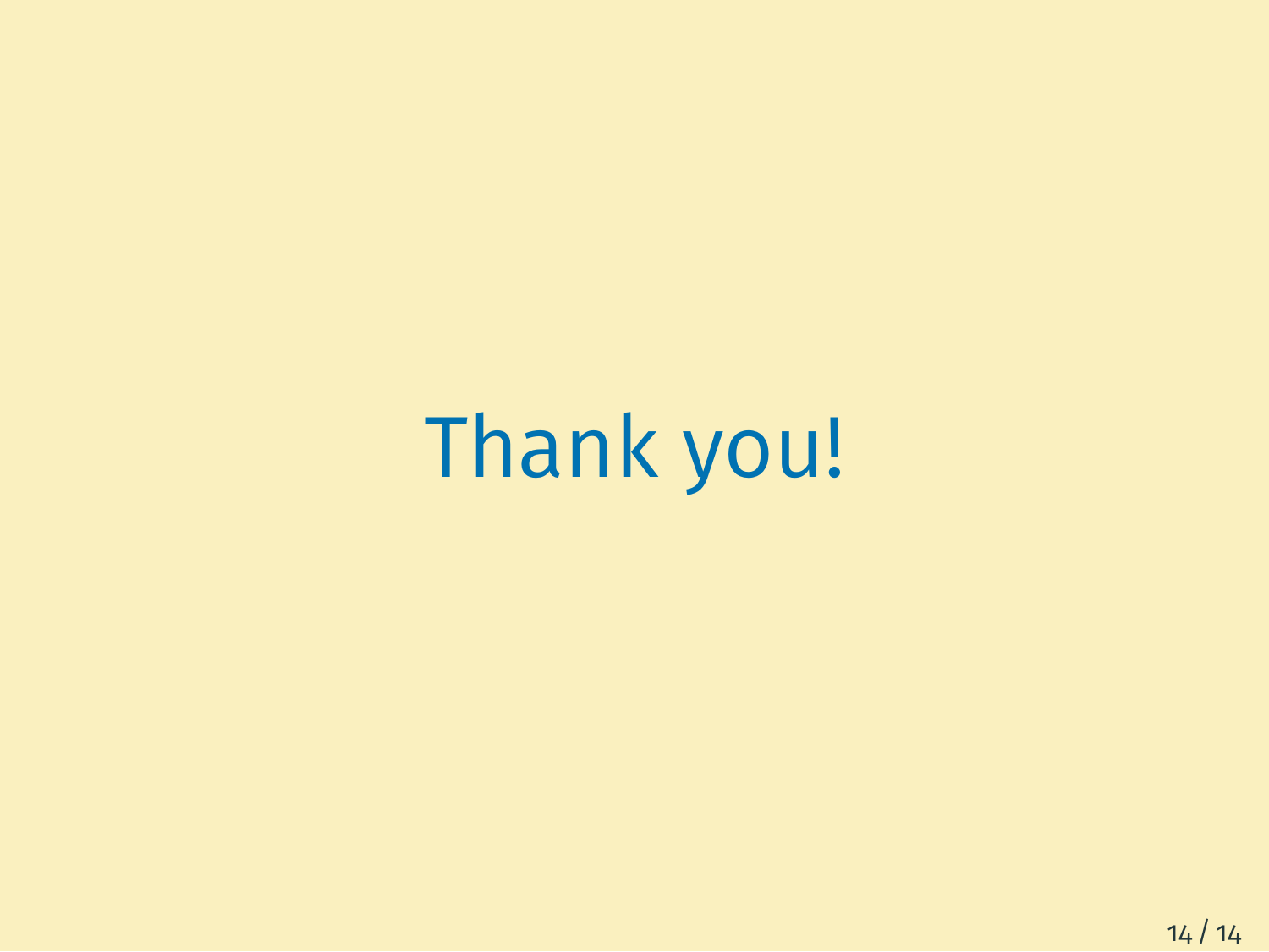Thank you!